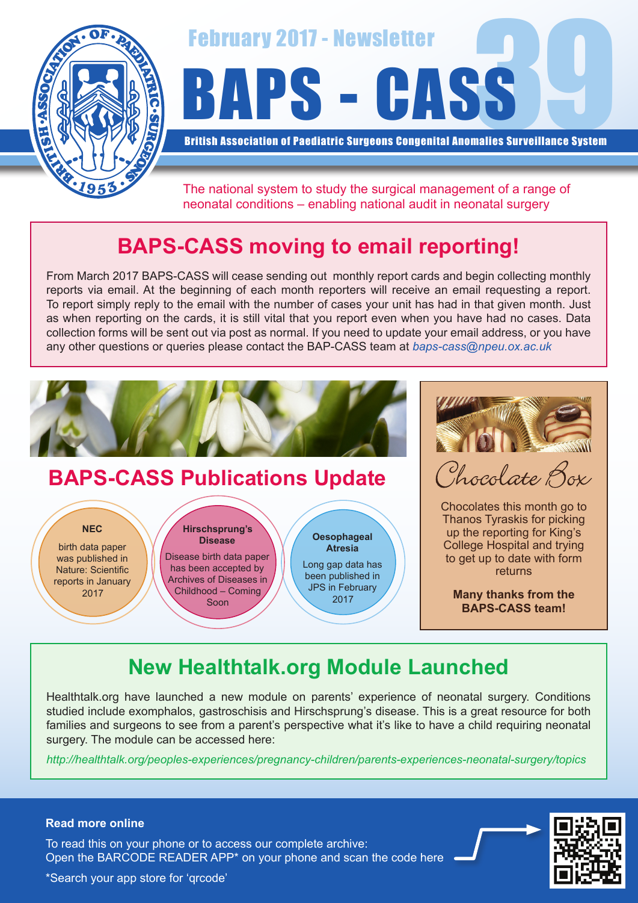February 2017 - Newsletter

# BAPS - CASS 39

**British Association of Paediatric Surgeons Congenital Anomalies Surveillance System**

The national system to study the surgical management of a range of neonatal conditions – enabling national audit in neonatal surgery

## BAPS-CASS moving to email reporting!

From March 2017 BAPS-CASS will cease sending out monthly report cards and begin collecting monthly reports via email. At the beginning of each month reporters will receive an email requesting a report. To report simply reply to the email with the number of cases your unit has had in that given month. Just as when reporting on the cards, it is still vital that you report even when you have had no cases. Data collection forms will be sent out via post as normal. If you need to update your email address, or you have any other questions or queries please contact the BAP-CASS team at *baps-cass@npeu.ox.ac.uk*

## BAPS-CASS Publications Update

**NEC**

birth data paper was published in Nature: Scientific reports in January 2017

**Hirschsprung's Disease**

Disease birth data paper has been accepted by Archives of Diseases in Childhood – Coming Soon

**Oesophageal Atresia**

Long gap data has been published in JPS in February 2017

## Chocolate Box

Chocolates this month go to Thanos Tyraskis for picking up the reporting for King's College Hospital and trying to get up to date with form returns

**Many thanks from the BAPS-CASS team!**

## New Healthtalk.org Module Launched

Healthtalk.org have launched a new module on parents' experience of neonatal surgery. Conditions studied include exomphalos, gastroschisis and Hirschsprung's disease. This is a great resource for both families and surgeons to see from a parent's perspective what it's like to have a child requiring neonatal surgery. The module can be accessed here:

*http://healthtalk.org/peoples-experiences/pregnancy-children/parents-experiences-neonatal-surgery/topics*

**Read more online**

To read this on your phone or to access our complete archive:
Open the BARCODE READER APP* on your phone and scan the code here

*Search your app store for 'qrcode'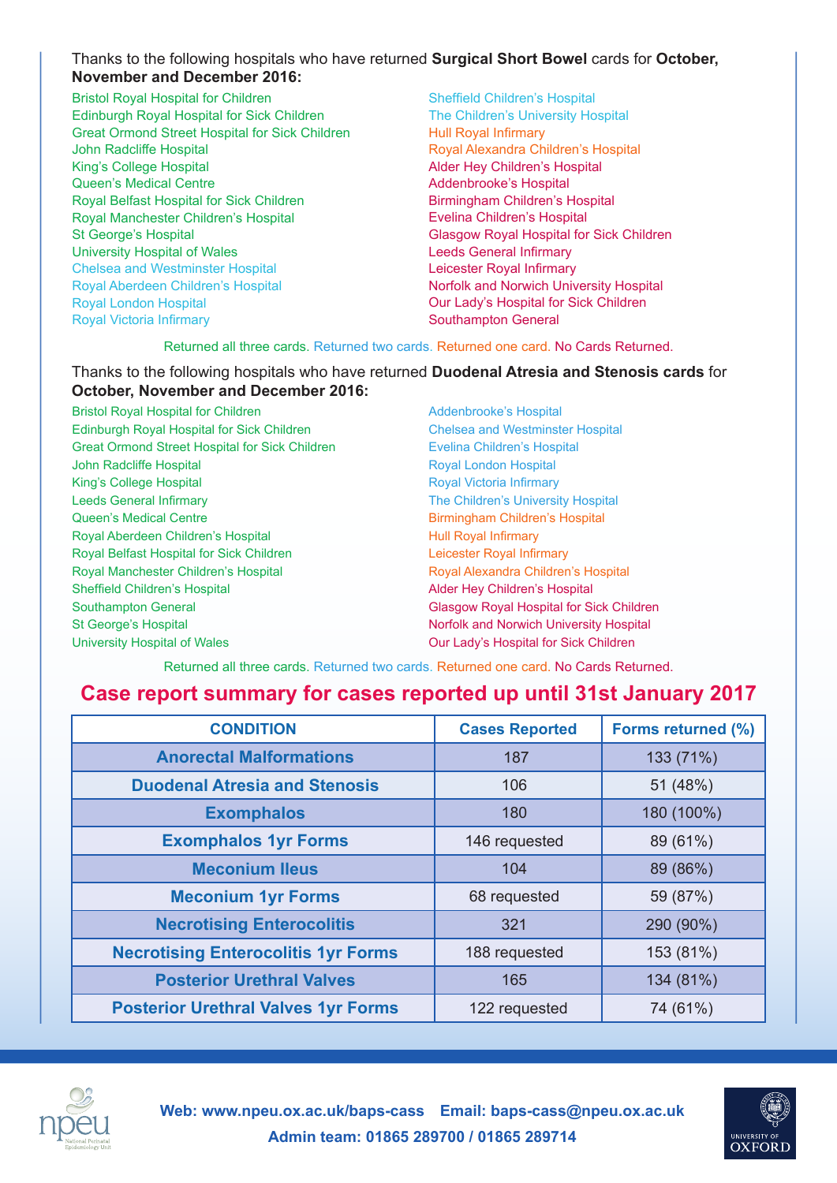Thanks to the following hospitals who have returned **Surgical Short Bowel** cards for **October, November and December 2016:**

Bristol Royal Hospital for Children
Edinburgh Royal Hospital for Sick Children
Great Ormond Street Hospital for Sick Children
John Radcliffe Hospital
King's College Hospital
Queen's Medical Centre
Royal Belfast Hospital for Sick Children
Royal Manchester Children's Hospital
St George's Hospital
University Hospital of Wales
Chelsea and Westminster Hospital
Royal Aberdeen Children's Hospital
Royal London Hospital
Royal Victoria Infirmary
Sheffield Children's Hospital
The Children's University Hospital
Hull Royal Infirmary
Royal Alexandra Children's Hospital
Alder Hey Children's Hospital
Addenbrooke's Hospital
Birmingham Children's Hospital
Evelina Children's Hospital
Glasgow Royal Hospital for Sick Children
Leeds General Infirmary
Leicester Royal Infirmary
Norfolk and Norwich University Hospital
Our Lady's Hospital for Sick Children
Southampton General

Returned all three cards. Returned two cards. Returned one card. No Cards Returned.

Thanks to the following hospitals who have returned **Duodenal Atresia and Stenosis cards** for **October, November and December 2016:**

Bristol Royal Hospital for Children
Edinburgh Royal Hospital for Sick Children
Great Ormond Street Hospital for Sick Children
John Radcliffe Hospital
King's College Hospital
Leeds General Infirmary
Queen's Medical Centre
Royal Aberdeen Children's Hospital
Royal Belfast Hospital for Sick Children
Royal Manchester Children's Hospital
Sheffield Children's Hospital
Southampton General
St George's Hospital
University Hospital of Wales
Addenbrooke's Hospital
Chelsea and Westminster Hospital
Evelina Children's Hospital
Royal London Hospital
Royal Victoria Infirmary
The Children's University Hospital
Birmingham Children's Hospital
Hull Royal Infirmary
Leicester Royal Infirmary
Royal Alexandra Children's Hospital
Alder Hey Children's Hospital
Glasgow Royal Hospital for Sick Children
Norfolk and Norwich University Hospital
Our Lady's Hospital for Sick Children

Returned all three cards. Returned two cards. Returned one card. No Cards Returned.

## Case report summary for cases reported up until 31st January 2017

| CONDITION | Cases Reported | Forms returned (%) |
|---|---|---|
| Anorectal Malformations | 187 | 133 (71%) |
| Duodenal Atresia and Stenosis | 106 | 51 (48%) |
| Exomphalos | 180 | 180 (100%) |
| Exomphalos 1yr Forms | 146 requested | 89 (61%) |
| Meconium Ileus | 104 | 89 (86%) |
| Meconium 1yr Forms | 68 requested | 59 (87%) |
| Necrotising Enterocolitis | 321 | 290 (90%) |
| Necrotising Enterocolitis 1yr Forms | 188 requested | 153 (81%) |
| Posterior Urethral Valves | 165 | 134 (81%) |
| Posterior Urethral Valves 1yr Forms | 122 requested | 74 (61%) |

**Web: www.npeu.ox.ac.uk/baps-cass Email: baps-cass@npeu.ox.ac.uk**
**Admin team: 01865 289700 / 01865 289714**